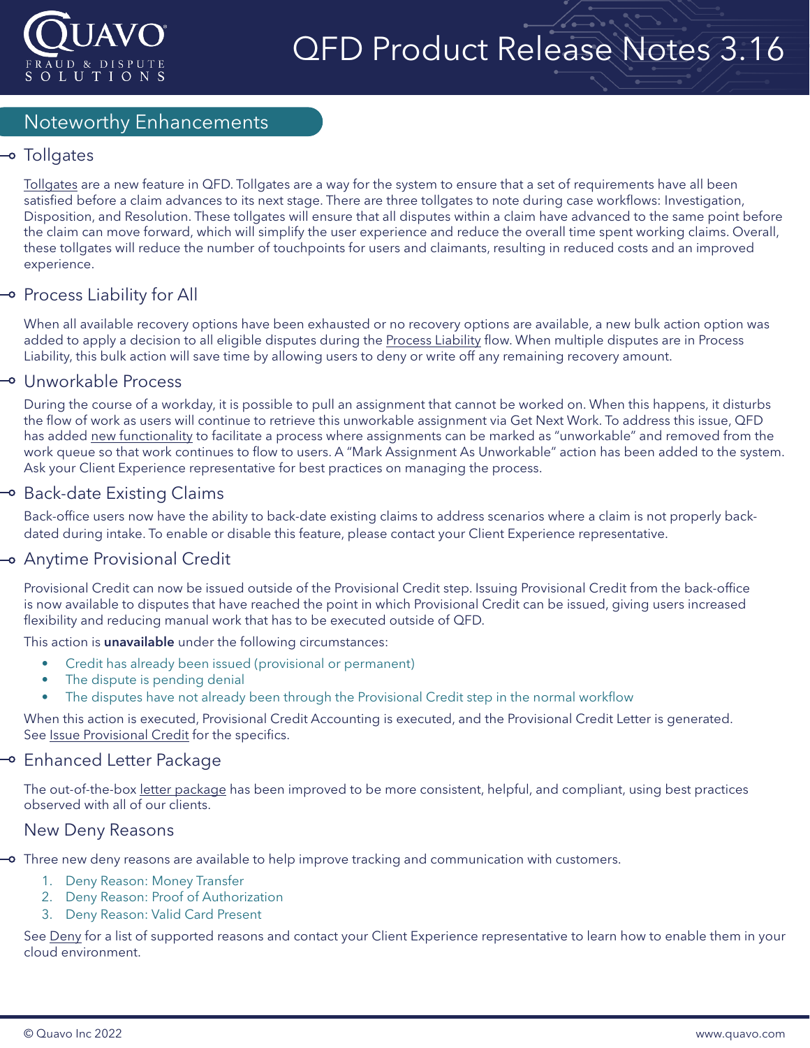# QFD Product Release Notes 3.16

## Noteworthy Enhancements

### Tollgates

Tollgates are a new feature in QFD. Tollgates are a way for the system to ensure that a set of requirements have all been satisfied before a claim advances to its next stage. There are three tollgates to note during case workflows: Investigation, Disposition, and Resolution. These tollgates will ensure that all disputes within a claim have advanced to the same point before the claim can move forward, which will simplify the user experience and reduce the overall time spent working claims. Overall, these tollgates will reduce the number of touchpoints for users and claimants, resulting in reduced costs and an improved experience.

### Process Liability for All

When all available recovery options have been exhausted or no recovery options are available, a new bulk action option was added to apply a decision to all eligible disputes during the Process Liability flow. When multiple disputes are in Process Liability, this bulk action will save time by allowing users to deny or write off any remaining recovery amount.

### Unworkable Process

During the course of a workday, it is possible to pull an assignment that cannot be worked on. When this happens, it disturbs the flow of work as users will continue to retrieve this unworkable assignment via Get Next Work. To address this issue, QFD has added new functionality to facilitate a process where assignments can be marked as "unworkable" and removed from the work queue so that work continues to flow to users. A "Mark Assignment As Unworkable" action has been added to the system. Ask your Client Experience representative for best practices on managing the process.

### Back-date Existing Claims

Back-office users now have the ability to back-date existing claims to address scenarios where a claim is not properly back-dated during intake. To enable or disable this feature, please contact your Client Experience representative.

### Anytime Provisional Credit

Provisional Credit can now be issued outside of the Provisional Credit step. Issuing Provisional Credit from the back-office is now available to disputes that have reached the point in which Provisional Credit can be issued, giving users increased flexibility and reducing manual work that has to be executed outside of QFD.

This action is **unavailable** under the following circumstances:

- Credit has already been issued (provisional or permanent)
- The dispute is pending denial
- The disputes have not already been through the Provisional Credit step in the normal workflow

When this action is executed, Provisional Credit Accounting is executed, and the Provisional Credit Letter is generated. See Issue Provisional Credit for the specifics.

### Enhanced Letter Package

The out-of-the-box letter package has been improved to be more consistent, helpful, and compliant, using best practices observed with all of our clients.

### New Deny Reasons

Three new deny reasons are available to help improve tracking and communication with customers.

1. Deny Reason: Money Transfer
2. Deny Reason: Proof of Authorization
3. Deny Reason: Valid Card Present

See Deny for a list of supported reasons and contact your Client Experience representative to learn how to enable them in your cloud environment.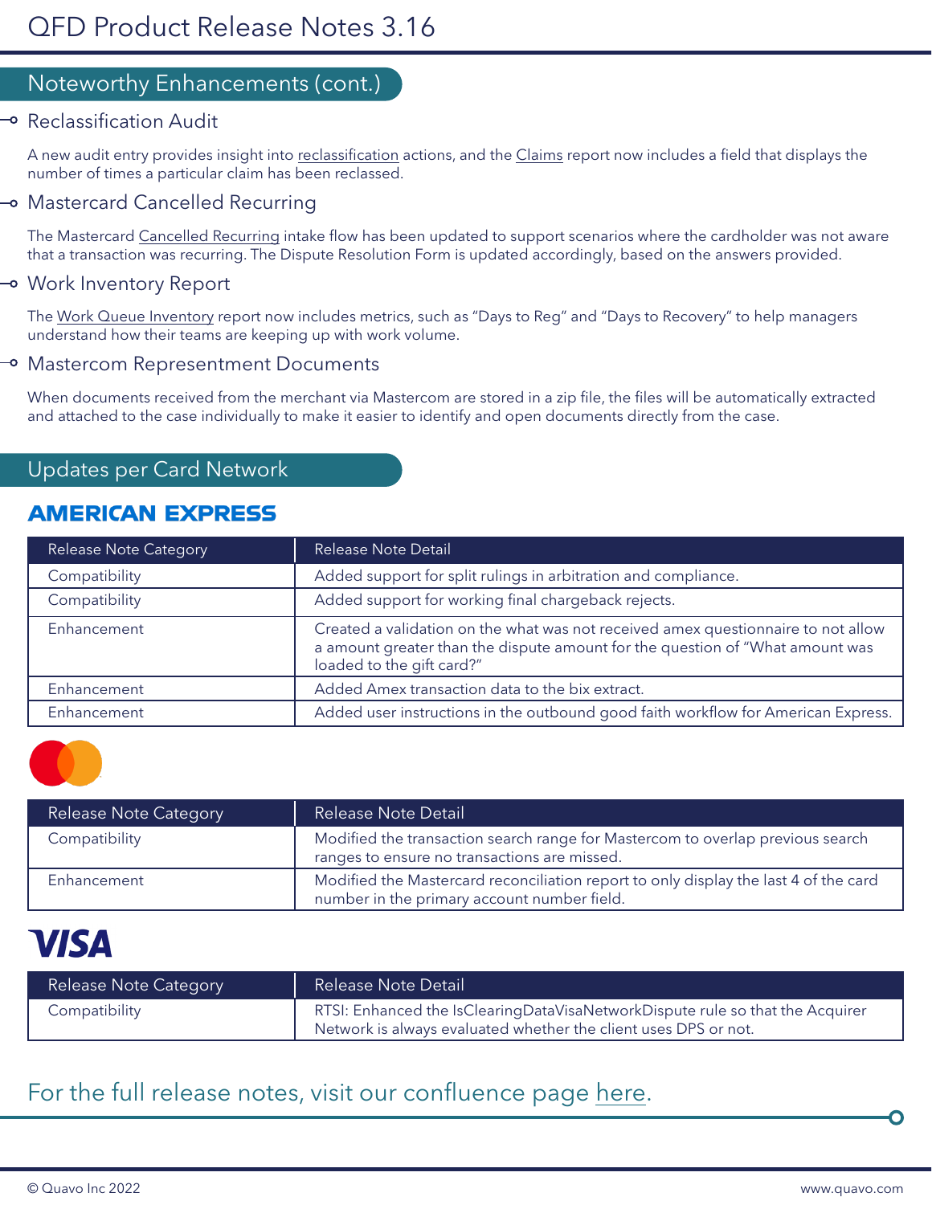# QFD Product Release Notes 3.16

## Noteworthy Enhancements (cont.)

### Reclassification Audit

A new audit entry provides insight into reclassification actions, and the Claims report now includes a field that displays the number of times a particular claim has been reclassed.

### Mastercard Cancelled Recurring

The Mastercard Cancelled Recurring intake flow has been updated to support scenarios where the cardholder was not aware that a transaction was recurring. The Dispute Resolution Form is updated accordingly, based on the answers provided.

### Work Inventory Report

The Work Queue Inventory report now includes metrics, such as "Days to Reg" and "Days to Recovery" to help managers understand how their teams are keeping up with work volume.

### Mastercom Representment Documents

When documents received from the merchant via Mastercom are stored in a zip file, the files will be automatically extracted and attached to the case individually to make it easier to identify and open documents directly from the case.

## Updates per Card Network

### AMERICAN EXPRESS

| Release Note Category | Release Note Detail |
|---|---|
| Compatibility | Added support for split rulings in arbitration and compliance. |
| Compatibility | Added support for working final chargeback rejects. |
| Enhancement | Created a validation on the what was not received amex questionnaire to not allow a amount greater than the dispute amount for the question of "What amount was loaded to the gift card?" |
| Enhancement | Added Amex transaction data to the bix extract. |
| Enhancement | Added user instructions in the outbound good faith workflow for American Express. |

| Release Note Category | Release Note Detail |
|---|---|
| Compatibility | Modified the transaction search range for Mastercom to overlap previous search ranges to ensure no transactions are missed. |
| Enhancement | Modified the Mastercard reconciliation report to only display the last 4 of the card number in the primary account number field. |

### VISA

| Release Note Category | Release Note Detail |
|---|---|
| Compatibility | RTSI: Enhanced the IsClearingDataVisaNetworkDispute rule so that the Acquirer Network is always evaluated whether the client uses DPS or not. |

For the full release notes, visit our confluence page here.

© Quavo Inc 2022 www.quavo.com